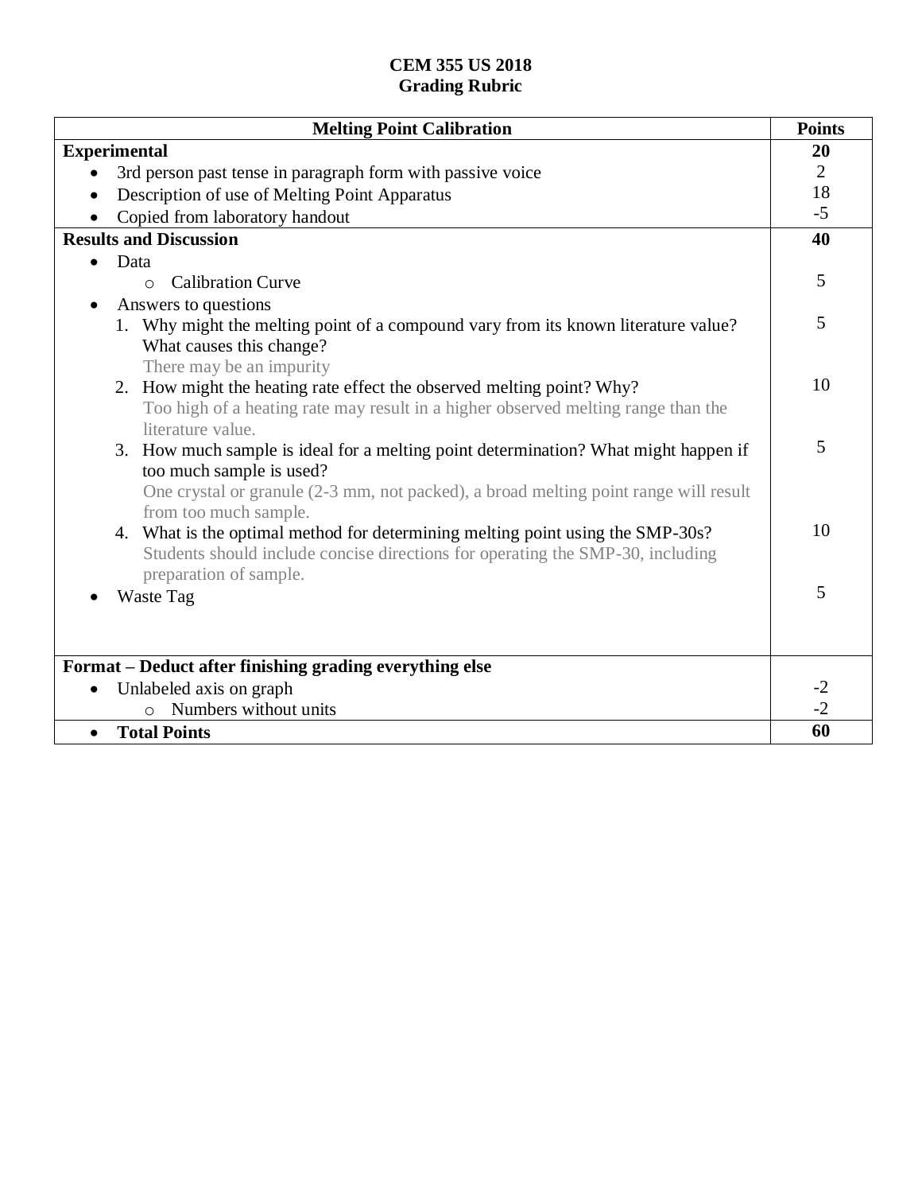**CEM 355 US 2018**
**Grading Rubric**

| Melting Point Calibration | Points |
|---|---|
| **Experimental** | **20** |
| • 3rd person past tense in paragraph form with passive voice | 2 |
| • Description of use of Melting Point Apparatus | 18 |
| • Copied from laboratory handout | -5 |
| **Results and Discussion** | **40** |
| • Data | |
| &nbsp;&nbsp;&nbsp;&nbsp;o Calibration Curve | 5 |
| • Answers to questions | |
| 1. Why might the melting point of a compound vary from its known literature value? What causes this change?<br>There may be an impurity | 5 |
| 2. How might the heating rate effect the observed melting point? Why?<br>Too high of a heating rate may result in a higher observed melting range than the literature value. | 10 |
| 3. How much sample is ideal for a melting point determination? What might happen if too much sample is used?<br>One crystal or granule (2-3 mm, not packed), a broad melting point range will result from too much sample. | 5 |
| 4. What is the optimal method for determining melting point using the SMP-30s?<br>Students should include concise directions for operating the SMP-30, including preparation of sample. | 10 |
| • Waste Tag | 5 |
| **Format – Deduct after finishing grading everything else** | |
| • Unlabeled axis on graph | -2 |
| &nbsp;&nbsp;&nbsp;&nbsp;o Numbers without units | -2 |
| • **Total Points** | **60** |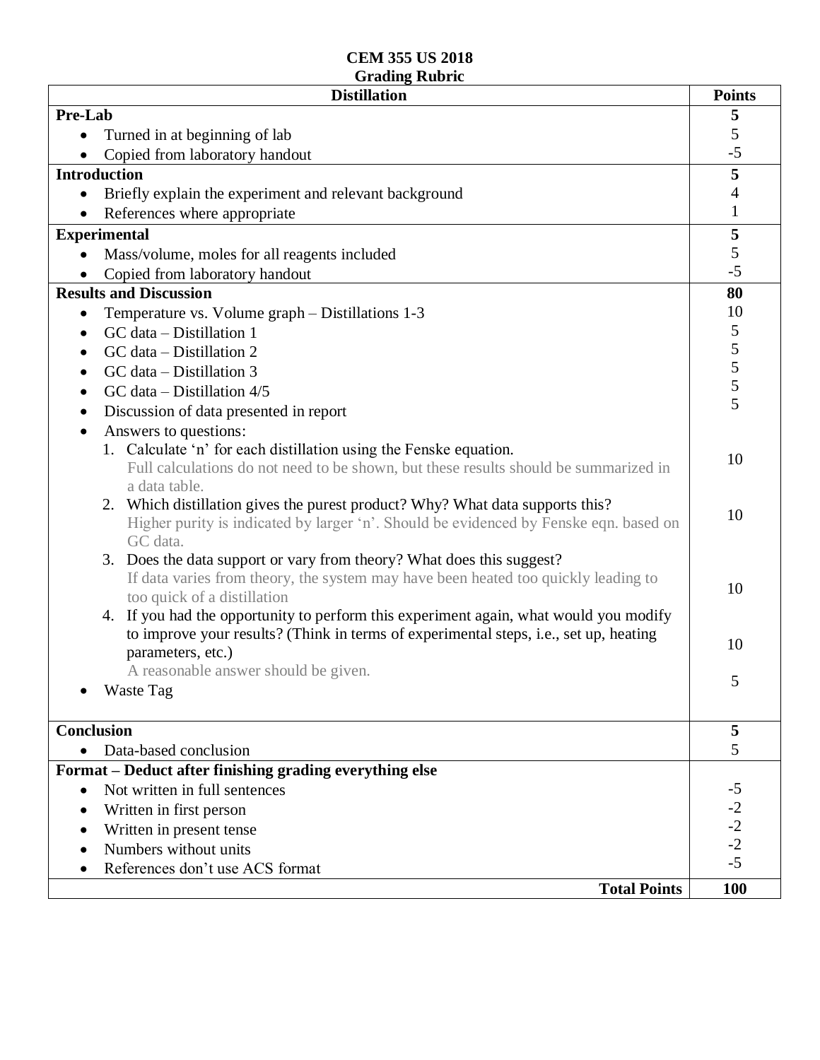**CEM 355 US 2018**
**Grading Rubric**

| Distillation | Points |
|---|---|
| **Pre-Lab** | **5** |
| • Turned in at beginning of lab | 5 |
| • Copied from laboratory handout | -5 |
| **Introduction** | **5** |
| • Briefly explain the experiment and relevant background | 4 |
| • References where appropriate | 1 |
| **Experimental** | **5** |
| • Mass/volume, moles for all reagents included | 5 |
| • Copied from laboratory handout | -5 |
| **Results and Discussion** | **80** |
| • Temperature vs. Volume graph – Distillations 1-3 | 10 |
| • GC data – Distillation 1 | 5 |
| • GC data – Distillation 2 | 5 |
| • GC data – Distillation 3 | 5 |
| • GC data – Distillation 4/5 | 5 |
| • Discussion of data presented in report | 5 |
| • Answers to questions: | |
| 1. Calculate 'n' for each distillation using the Fenske equation. Full calculations do not need to be shown, but these results should be summarized in a data table. | 10 |
| 2. Which distillation gives the purest product? Why? What data supports this? Higher purity is indicated by larger 'n'. Should be evidenced by Fenske eqn. based on GC data. | 10 |
| 3. Does the data support or vary from theory? What does this suggest? If data varies from theory, the system may have been heated too quickly leading to too quick of a distillation | 10 |
| 4. If you had the opportunity to perform this experiment again, what would you modify to improve your results? (Think in terms of experimental steps, i.e., set up, heating parameters, etc.) A reasonable answer should be given. | 10 |
| • Waste Tag | 5 |
| **Conclusion** | **5** |
| • Data-based conclusion | 5 |
| **Format – Deduct after finishing grading everything else** | |
| • Not written in full sentences | -5 |
| • Written in first person | -2 |
| • Written in present tense | -2 |
| • Numbers without units | -2 |
| • References don't use ACS format | -5 |
| **Total Points** | **100** |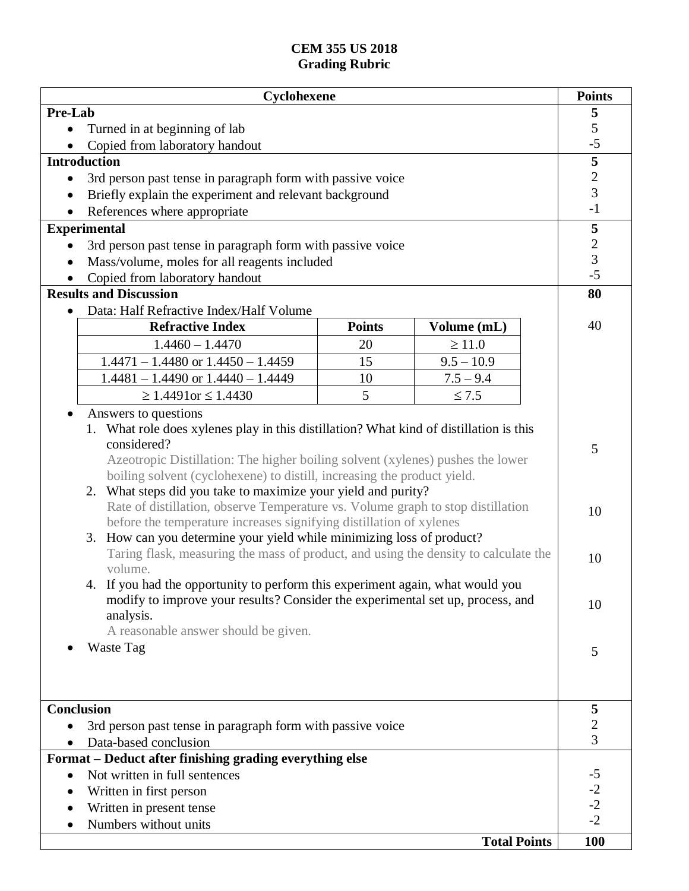**CEM 355 US 2018**
**Grading Rubric**

| Cyclohexene | Points |
|---|---|
| **Pre-Lab** | **5** |
| • Turned in at beginning of lab | 5 |
| • Copied from laboratory handout | -5 |
| **Introduction** | **5** |
| • 3rd person past tense in paragraph form with passive voice | 2 |
| • Briefly explain the experiment and relevant background | 3 |
| • References where appropriate | -1 |
| **Experimental** | **5** |
| • 3rd person past tense in paragraph form with passive voice | 2 |
| • Mass/volume, moles for all reagents included | 3 |
| • Copied from laboratory handout | -5 |
| **Results and Discussion** | **80** |
| • Data: Half Refractive Index/Half Volume (see table below) | 40 |
| • Answers to questions | |
| 1. What role does xylenes play in this distillation? What kind of distillation is this considered? Azeotropic Distillation: The higher boiling solvent (xylenes) pushes the lower boiling solvent (cyclohexene) to distill, increasing the product yield. | 5 |
| 2. What steps did you take to maximize your yield and purity? Rate of distillation, observe Temperature vs. Volume graph to stop distillation before the temperature increases signifying distillation of xylenes | 10 |
| 3. How can you determine your yield while minimizing loss of product? Taring flask, measuring the mass of product, and using the density to calculate the volume. | 10 |
| 4. If you had the opportunity to perform this experiment again, what would you modify to improve your results? Consider the experimental set up, process, and analysis. A reasonable answer should be given. | 10 |
| • Waste Tag | 5 |
| **Conclusion** | **5** |
| • 3rd person past tense in paragraph form with passive voice | 2 |
| • Data-based conclusion | 3 |
| **Format – Deduct after finishing grading everything else** | |
| • Not written in full sentences | -5 |
| • Written in first person | -2 |
| • Written in present tense | -2 |
| • Numbers without units | -2 |
| **Total Points** | **100** |

| Refractive Index | Points | Volume (mL) |
|---|---|---|
| 1.4460 – 1.4470 | 20 | ≥ 11.0 |
| 1.4471 – 1.4480 or 1.4450 – 1.4459 | 15 | 9.5 – 10.9 |
| 1.4481 – 1.4490 or 1.4440 – 1.4449 | 10 | 7.5 – 9.4 |
| ≥ 1.4491or ≤ 1.4430 | 5 | ≤ 7.5 |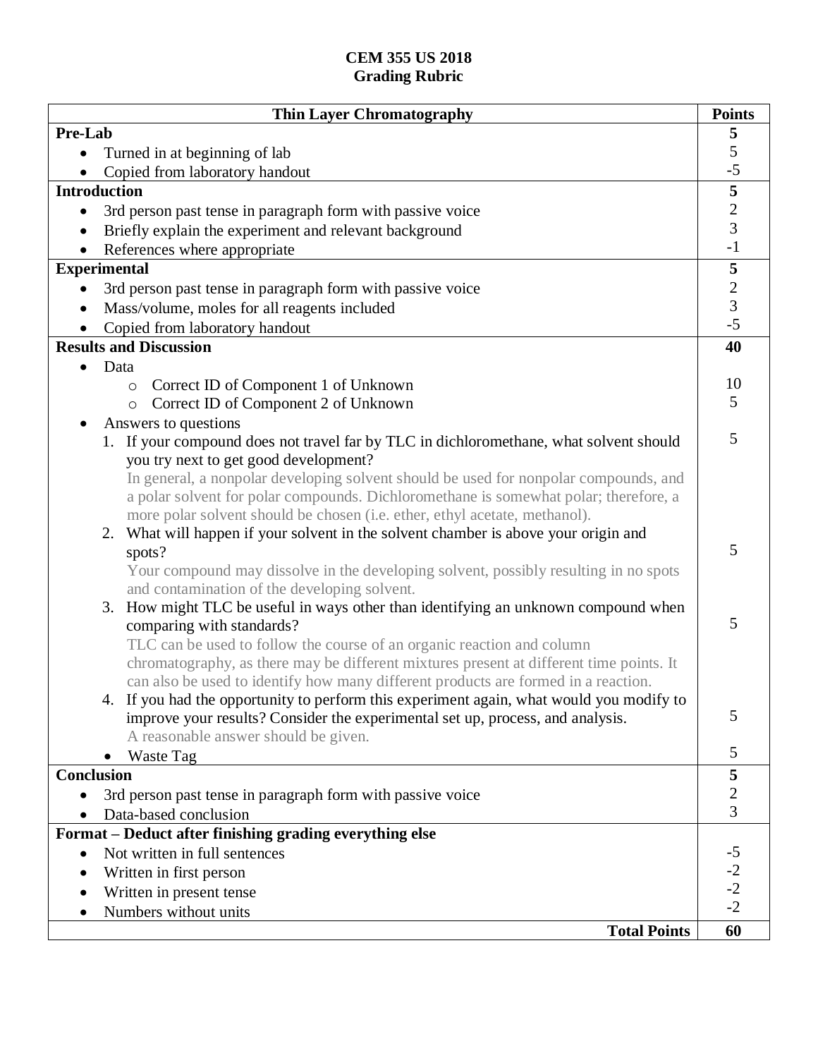**CEM 355 US 2018**
**Grading Rubric**

| Thin Layer Chromatography | Points |
|---|---|
| **Pre-Lab** | **5** |
| • Turned in at beginning of lab | 5 |
| • Copied from laboratory handout | -5 |
| **Introduction** | **5** |
| • 3rd person past tense in paragraph form with passive voice | 2 |
| • Briefly explain the experiment and relevant background | 3 |
| • References where appropriate | -1 |
| **Experimental** | **5** |
| • 3rd person past tense in paragraph form with passive voice | 2 |
| • Mass/volume, moles for all reagents included | 3 |
| • Copied from laboratory handout | -5 |
| **Results and Discussion** | **40** |
| • Data | |
| ○ Correct ID of Component 1 of Unknown | 10 |
| ○ Correct ID of Component 2 of Unknown | 5 |
| • Answers to questions | |
| 1. If your compound does not travel far by TLC in dichloromethane, what solvent should you try next to get good development? In general, a nonpolar developing solvent should be used for nonpolar compounds, and a polar solvent for polar compounds. Dichloromethane is somewhat polar; therefore, a more polar solvent should be chosen (i.e. ether, ethyl acetate, methanol). | 5 |
| 2. What will happen if your solvent in the solvent chamber is above your origin and spots? Your compound may dissolve in the developing solvent, possibly resulting in no spots and contamination of the developing solvent. | 5 |
| 3. How might TLC be useful in ways other than identifying an unknown compound when comparing with standards? TLC can be used to follow the course of an organic reaction and column chromatography, as there may be different mixtures present at different time points. It can also be used to identify how many different products are formed in a reaction. | 5 |
| 4. If you had the opportunity to perform this experiment again, what would you modify to improve your results? Consider the experimental set up, process, and analysis. A reasonable answer should be given. | 5 |
| • Waste Tag | 5 |
| **Conclusion** | **5** |
| • 3rd person past tense in paragraph form with passive voice | 2 |
| • Data-based conclusion | 3 |
| **Format – Deduct after finishing grading everything else** | |
| • Not written in full sentences | -5 |
| • Written in first person | -2 |
| • Written in present tense | -2 |
| • Numbers without units | -2 |
| **Total Points** | **60** |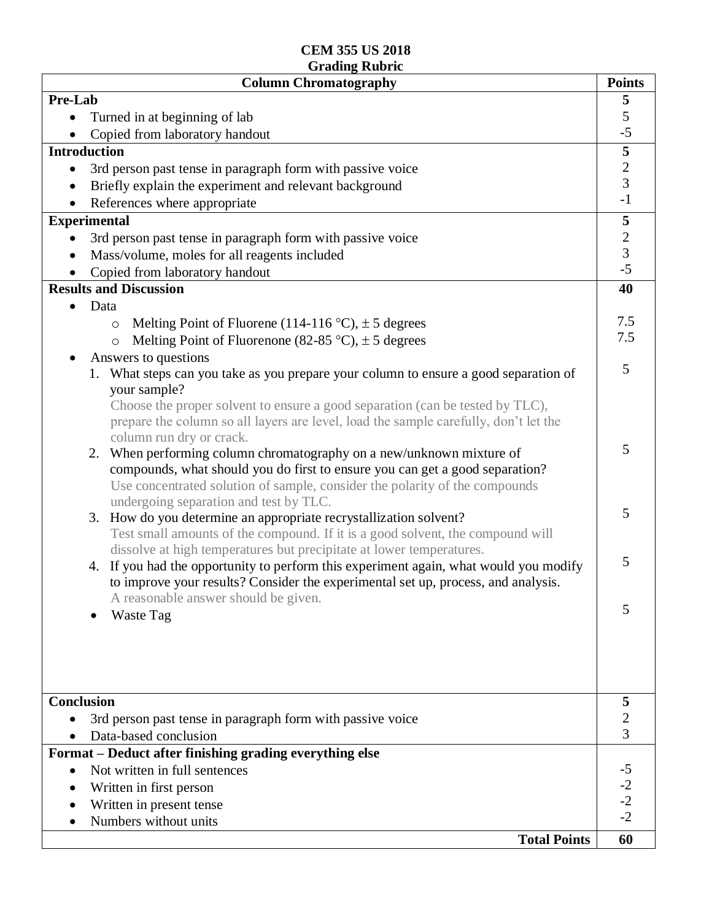**CEM 355 US 2018**
**Grading Rubric**

| Column Chromatography | Points |
|---|---|
| **Pre-Lab** | **5** |
| • Turned in at beginning of lab | 5 |
| • Copied from laboratory handout | -5 |
| **Introduction** | **5** |
| • 3rd person past tense in paragraph form with passive voice | 2 |
| • Briefly explain the experiment and relevant background | 3 |
| • References where appropriate | -1 |
| **Experimental** | **5** |
| • 3rd person past tense in paragraph form with passive voice | 2 |
| • Mass/volume, moles for all reagents included | 3 |
| • Copied from laboratory handout | -5 |
| **Results and Discussion** | **40** |
| • Data | |
| ○ Melting Point of Fluorene (114-116 °C), ± 5 degrees | 7.5 |
| ○ Melting Point of Fluorenone (82-85 °C), ± 5 degrees | 7.5 |
| • Answers to questions | |
| 1. What steps can you take as you prepare your column to ensure a good separation of your sample? Choose the proper solvent to ensure a good separation (can be tested by TLC), prepare the column so all layers are level, load the sample carefully, don't let the column run dry or crack. | 5 |
| 2. When performing column chromatography on a new/unknown mixture of compounds, what should you do first to ensure you can get a good separation? Use concentrated solution of sample, consider the polarity of the compounds undergoing separation and test by TLC. | 5 |
| 3. How do you determine an appropriate recrystallization solvent? Test small amounts of the compound. If it is a good solvent, the compound will dissolve at high temperatures but precipitate at lower temperatures. | 5 |
| 4. If you had the opportunity to perform this experiment again, what would you modify to improve your results? Consider the experimental set up, process, and analysis. A reasonable answer should be given. | 5 |
| • Waste Tag | 5 |
| **Conclusion** | **5** |
| • 3rd person past tense in paragraph form with passive voice | 2 |
| • Data-based conclusion | 3 |
| **Format – Deduct after finishing grading everything else** | |
| • Not written in full sentences | -5 |
| • Written in first person | -2 |
| • Written in present tense | -2 |
| • Numbers without units | -2 |
| **Total Points** | **60** |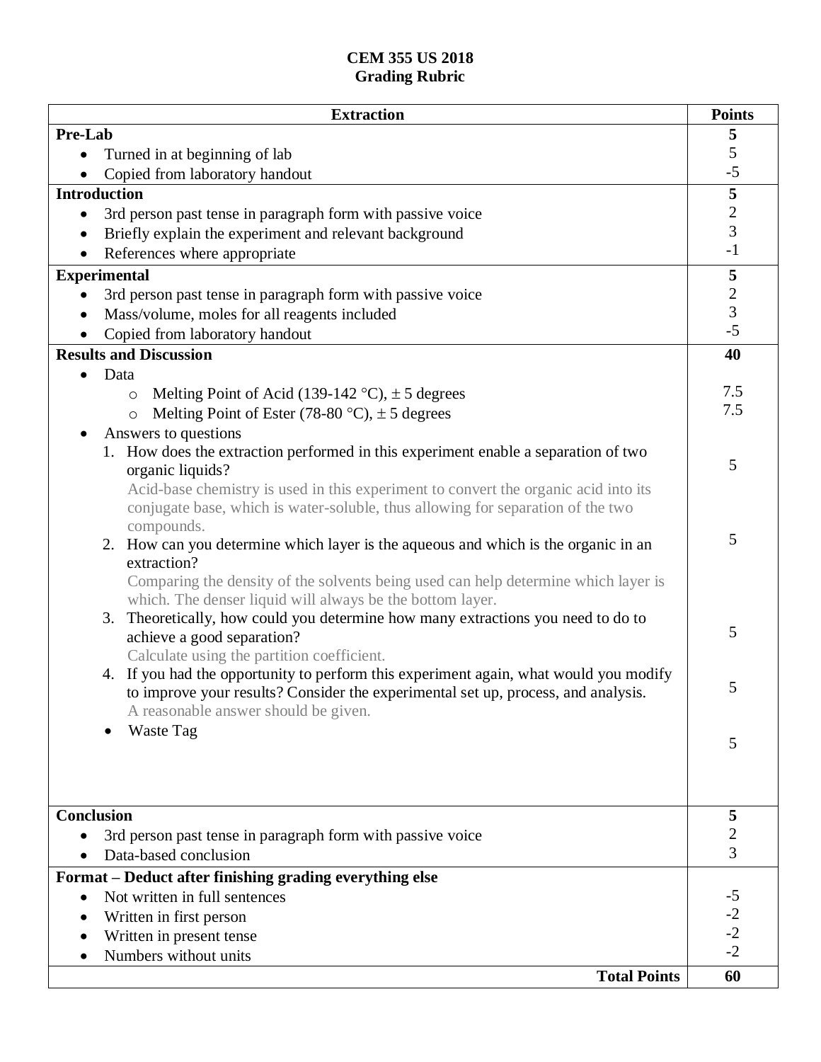# CEM 355 US 2018
## Grading Rubric

| Extraction | Points |
|---|---|
| **Pre-Lab** | **5** |
| • Turned in at beginning of lab | 5 |
| • Copied from laboratory handout | -5 |
| **Introduction** | **5** |
| • 3rd person past tense in paragraph form with passive voice | 2 |
| • Briefly explain the experiment and relevant background | 3 |
| • References where appropriate | -1 |
| **Experimental** | **5** |
| • 3rd person past tense in paragraph form with passive voice | 2 |
| • Mass/volume, moles for all reagents included | 3 |
| • Copied from laboratory handout | -5 |
| **Results and Discussion** | **40** |
| • Data | |
| ○ Melting Point of Acid (139-142 °C), ± 5 degrees | 7.5 |
| ○ Melting Point of Ester (78-80 °C), ± 5 degrees | 7.5 |
| • Answers to questions | |
| 1. How does the extraction performed in this experiment enable a separation of two organic liquids? Acid-base chemistry is used in this experiment to convert the organic acid into its conjugate base, which is water-soluble, thus allowing for separation of the two compounds. | 5 |
| 2. How can you determine which layer is the aqueous and which is the organic in an extraction? Comparing the density of the solvents being used can help determine which layer is which. The denser liquid will always be the bottom layer. | 5 |
| 3. Theoretically, how could you determine how many extractions you need to do to achieve a good separation? Calculate using the partition coefficient. | 5 |
| 4. If you had the opportunity to perform this experiment again, what would you modify to improve your results? Consider the experimental set up, process, and analysis. A reasonable answer should be given. | 5 |
| • Waste Tag | 5 |
| **Conclusion** | **5** |
| • 3rd person past tense in paragraph form with passive voice | 2 |
| • Data-based conclusion | 3 |
| **Format – Deduct after finishing grading everything else** | |
| • Not written in full sentences | -5 |
| • Written in first person | -2 |
| • Written in present tense | -2 |
| • Numbers without units | -2 |
| **Total Points** | **60** |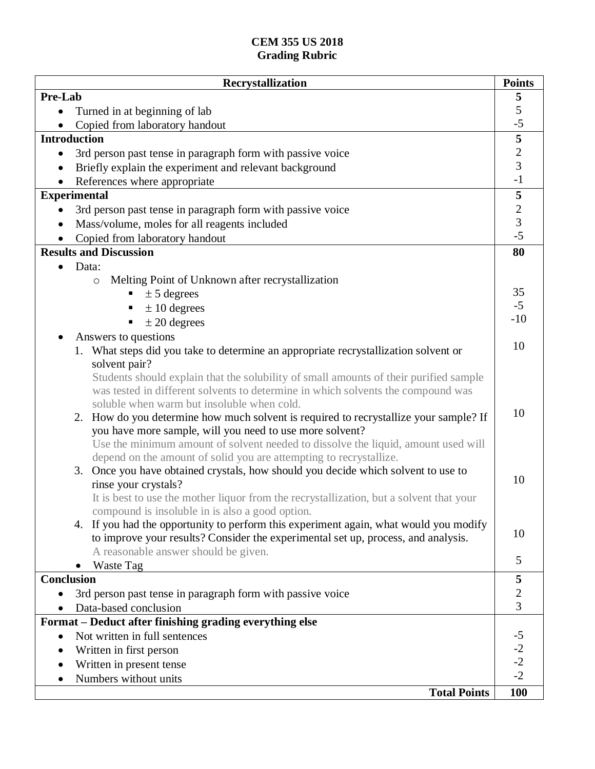**CEM 355 US 2018**
**Grading Rubric**

| Recrystallization | Points |
|---|---|
| **Pre-Lab** | **5** |
| • Turned in at beginning of lab | 5 |
| • Copied from laboratory handout | -5 |
| **Introduction** | **5** |
| • 3rd person past tense in paragraph form with passive voice | 2 |
| • Briefly explain the experiment and relevant background | 3 |
| • References where appropriate | -1 |
| **Experimental** | **5** |
| • 3rd person past tense in paragraph form with passive voice | 2 |
| • Mass/volume, moles for all reagents included | 3 |
| • Copied from laboratory handout | -5 |
| **Results and Discussion** | **80** |
| • Data: | |
| ○ Melting Point of Unknown after recrystallization | |
| ▪ $\pm$ 5 degrees | 35 |
| ▪ $\pm$ 10 degrees | -5 |
| ▪ $\pm$ 20 degrees | -10 |
| • Answers to questions | |
| 1. What steps did you take to determine an appropriate recrystallization solvent or solvent pair? Students should explain that the solubility of small amounts of their purified sample was tested in different solvents to determine in which solvents the compound was soluble when warm but insoluble when cold. | 10 |
| 2. How do you determine how much solvent is required to recrystallize your sample? If you have more sample, will you need to use more solvent? Use the minimum amount of solvent needed to dissolve the liquid, amount used will depend on the amount of solid you are attempting to recrystallize. | 10 |
| 3. Once you have obtained crystals, how should you decide which solvent to use to rinse your crystals? It is best to use the mother liquor from the recrystallization, but a solvent that your compound is insoluble in is also a good option. | 10 |
| 4. If you had the opportunity to perform this experiment again, what would you modify to improve your results? Consider the experimental set up, process, and analysis. A reasonable answer should be given. | 10 |
| • Waste Tag | 5 |
| **Conclusion** | **5** |
| • 3rd person past tense in paragraph form with passive voice | 2 |
| • Data-based conclusion | 3 |
| **Format – Deduct after finishing grading everything else** | |
| • Not written in full sentences | -5 |
| • Written in first person | -2 |
| • Written in present tense | -2 |
| • Numbers without units | -2 |
| **Total Points** | **100** |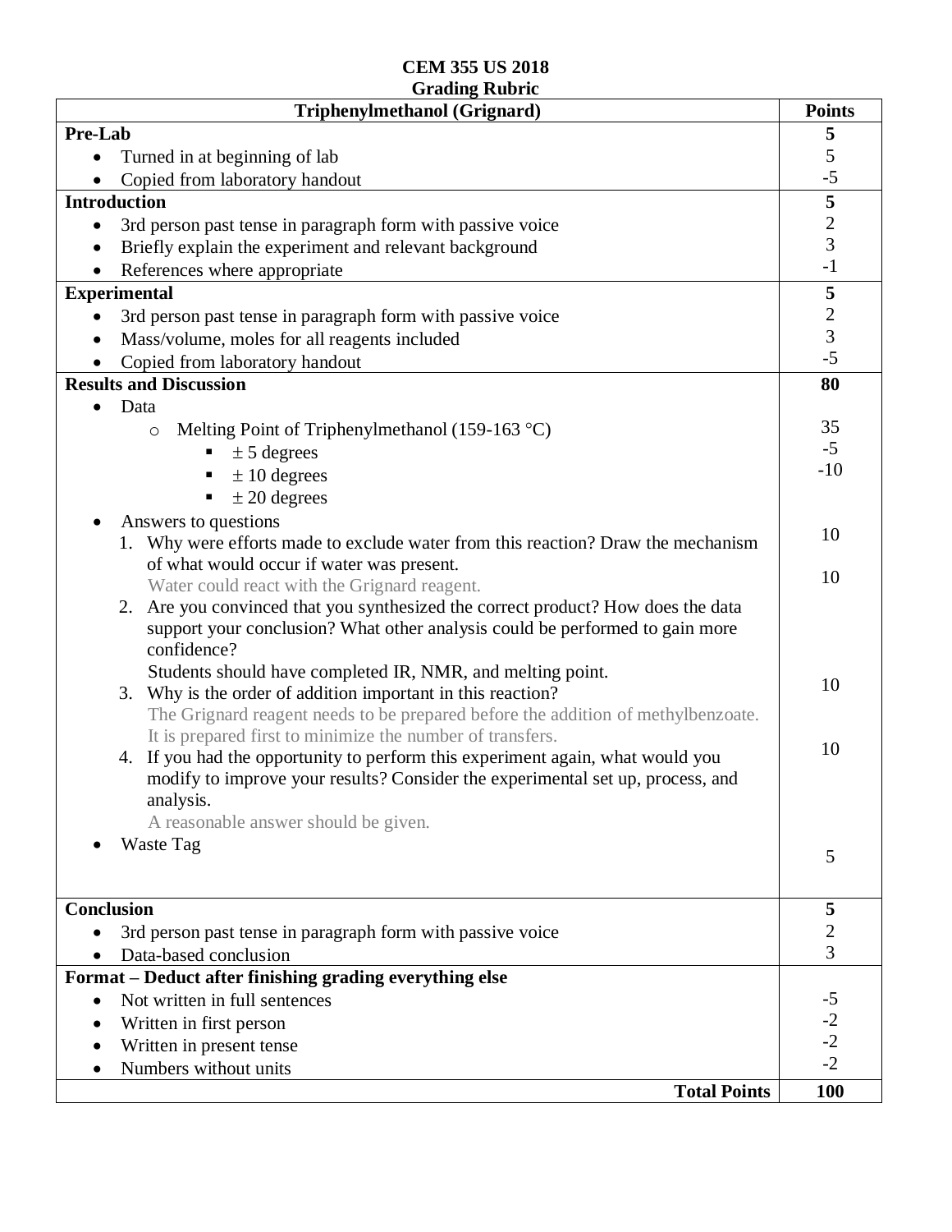**CEM 355 US 2018**
**Grading Rubric**

| Triphenylmethanol (Grignard) | Points |
|---|---|
| **Pre-Lab** | **5** |
| • Turned in at beginning of lab | 5 |
| • Copied from laboratory handout | -5 |
| **Introduction** | **5** |
| • 3rd person past tense in paragraph form with passive voice | 2 |
| • Briefly explain the experiment and relevant background | 3 |
| • References where appropriate | -1 |
| **Experimental** | **5** |
| • 3rd person past tense in paragraph form with passive voice | 2 |
| • Mass/volume, moles for all reagents included | 3 |
| • Copied from laboratory handout | -5 |
| **Results and Discussion** | **80** |
| • Data | |
| ○ Melting Point of Triphenylmethanol (159-163 °C) | 35 |
| ▪ ± 5 degrees | -5 |
| ▪ ± 10 degrees | -10 |
| ▪ ± 20 degrees | |
| • Answers to questions | |
| 1. Why were efforts made to exclude water from this reaction? Draw the mechanism of what would occur if water was present. Water could react with the Grignard reagent. | 10 |
| 2. Are you convinced that you synthesized the correct product? How does the data support your conclusion? What other analysis could be performed to gain more confidence? Students should have completed IR, NMR, and melting point. | 10 |
| 3. Why is the order of addition important in this reaction? The Grignard reagent needs to be prepared before the addition of methylbenzoate. It is prepared first to minimize the number of transfers. | 10 |
| 4. If you had the opportunity to perform this experiment again, what would you modify to improve your results? Consider the experimental set up, process, and analysis. A reasonable answer should be given. | 10 |
| • Waste Tag | 5 |
| **Conclusion** | **5** |
| • 3rd person past tense in paragraph form with passive voice | 2 |
| • Data-based conclusion | 3 |
| **Format – Deduct after finishing grading everything else** | |
| • Not written in full sentences | -5 |
| • Written in first person | -2 |
| • Written in present tense | -2 |
| • Numbers without units | -2 |
| **Total Points** | **100** |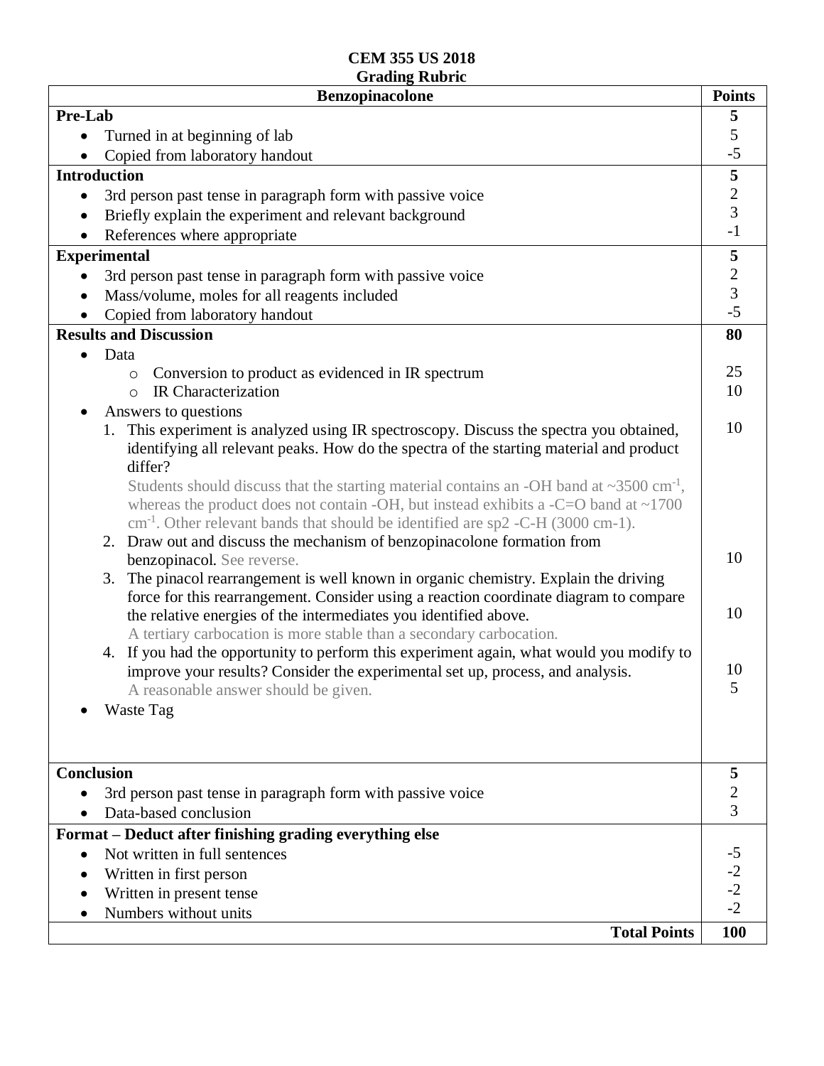**CEM 355 US 2018**
**Grading Rubric**

| Benzopinacolone | Points |
|---|---|
| **Pre-Lab** | **5** |
| • Turned in at beginning of lab | 5 |
| • Copied from laboratory handout | -5 |
| **Introduction** | **5** |
| • 3rd person past tense in paragraph form with passive voice | 2 |
| • Briefly explain the experiment and relevant background | 3 |
| • References where appropriate | -1 |
| **Experimental** | **5** |
| • 3rd person past tense in paragraph form with passive voice | 2 |
| • Mass/volume, moles for all reagents included | 3 |
| • Copied from laboratory handout | -5 |
| **Results and Discussion** | **80** |
| • Data | |
| ◦ Conversion to product as evidenced in IR spectrum | 25 |
| ◦ IR Characterization | 10 |
| • Answers to questions | |
| 1. This experiment is analyzed using IR spectroscopy. Discuss the spectra you obtained, identifying all relevant peaks. How do the spectra of the starting material and product differ? Students should discuss that the starting material contains an -OH band at ~3500 $cm^{-1}$, whereas the product does not contain -OH, but instead exhibits a -C=O band at ~1700 $cm^{-1}$. Other relevant bands that should be identified are sp2 -C-H (3000 cm-1). | 10 |
| 2. Draw out and discuss the mechanism of benzopinacolone formation from benzopinacol. See reverse. | 10 |
| 3. The pinacol rearrangement is well known in organic chemistry. Explain the driving force for this rearrangement. Consider using a reaction coordinate diagram to compare the relative energies of the intermediates you identified above. A tertiary carbocation is more stable than a secondary carbocation. | 10 |
| 4. If you had the opportunity to perform this experiment again, what would you modify to improve your results? Consider the experimental set up, process, and analysis. A reasonable answer should be given. | 10 |
| • Waste Tag | 5 |
| **Conclusion** | **5** |
| • 3rd person past tense in paragraph form with passive voice | 2 |
| • Data-based conclusion | 3 |
| **Format – Deduct after finishing grading everything else** | |
| • Not written in full sentences | -5 |
| • Written in first person | -2 |
| • Written in present tense | -2 |
| • Numbers without units | -2 |
| **Total Points** | **100** |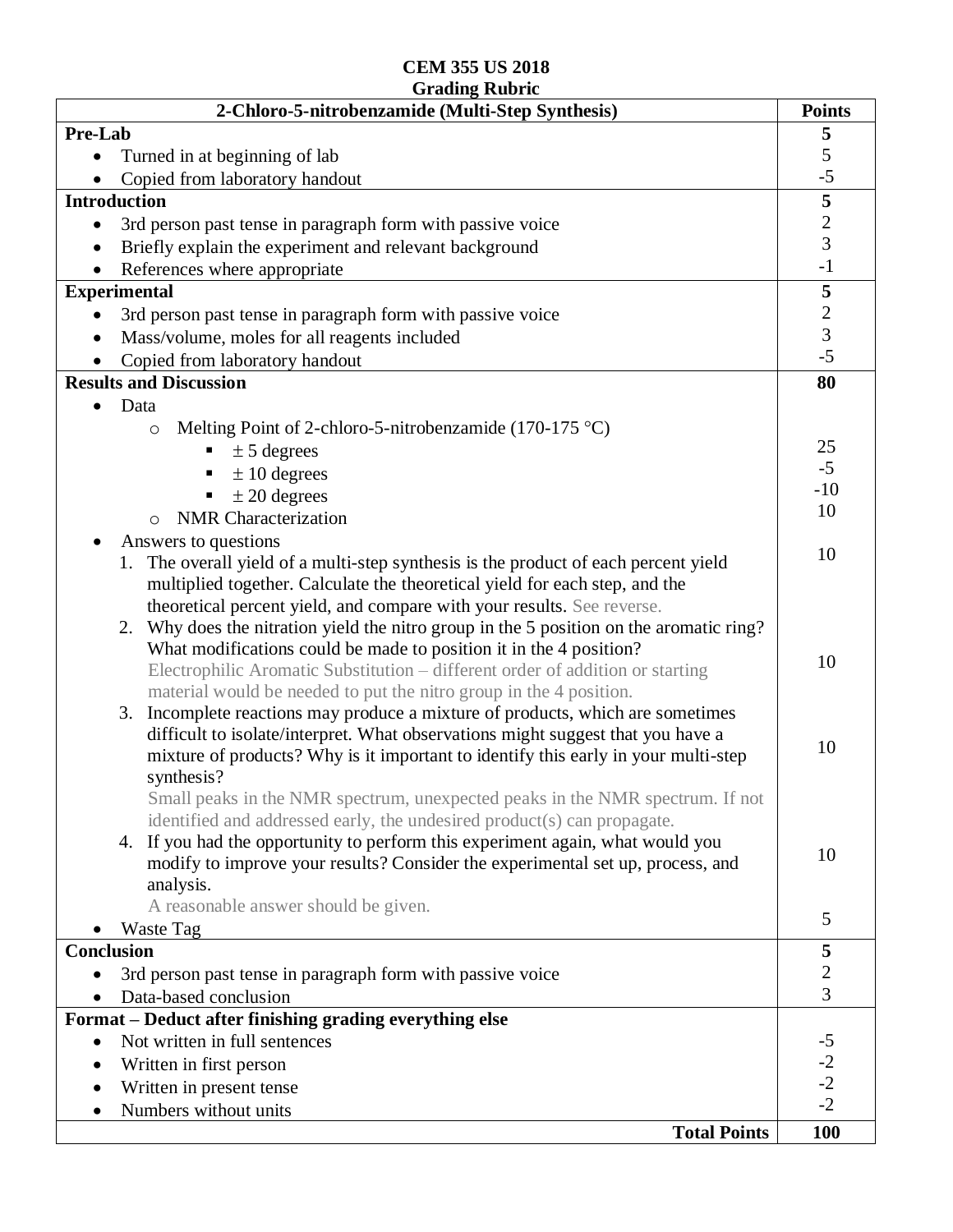**CEM 355 US 2018**
**Grading Rubric**

| 2-Chloro-5-nitrobenzamide (Multi-Step Synthesis) | Points |
|---|---|
| **Pre-Lab** | **5** |
| • Turned in at beginning of lab | 5 |
| • Copied from laboratory handout | -5 |
| **Introduction** | **5** |
| • 3rd person past tense in paragraph form with passive voice | 2 |
| • Briefly explain the experiment and relevant background | 3 |
| • References where appropriate | -1 |
| **Experimental** | **5** |
| • 3rd person past tense in paragraph form with passive voice | 2 |
| • Mass/volume, moles for all reagents included | 3 |
| • Copied from laboratory handout | -5 |
| **Results and Discussion** | **80** |
| • Data | |
| o Melting Point of 2-chloro-5-nitrobenzamide (170-175 °C) | |
| ▪ ± 5 degrees | 25 |
| ▪ ± 10 degrees | -5 |
| ▪ ± 20 degrees | -10 |
| o NMR Characterization | 10 |
| • Answers to questions | |
| 1. The overall yield of a multi-step synthesis is the product of each percent yield multiplied together. Calculate the theoretical yield for each step, and the theoretical percent yield, and compare with your results. See reverse. | 10 |
| 2. Why does the nitration yield the nitro group in the 5 position on the aromatic ring? What modifications could be made to position it in the 4 position? Electrophilic Aromatic Substitution – different order of addition or starting material would be needed to put the nitro group in the 4 position. | 10 |
| 3. Incomplete reactions may produce a mixture of products, which are sometimes difficult to isolate/interpret. What observations might suggest that you have a mixture of products? Why is it important to identify this early in your multi-step synthesis? Small peaks in the NMR spectrum, unexpected peaks in the NMR spectrum. If not identified and addressed early, the undesired product(s) can propagate. | 10 |
| 4. If you had the opportunity to perform this experiment again, what would you modify to improve your results? Consider the experimental set up, process, and analysis. A reasonable answer should be given. | 10 |
| • Waste Tag | 5 |
| **Conclusion** | **5** |
| • 3rd person past tense in paragraph form with passive voice | 2 |
| • Data-based conclusion | 3 |
| **Format – Deduct after finishing grading everything else** | |
| • Not written in full sentences | -5 |
| • Written in first person | -2 |
| • Written in present tense | -2 |
| • Numbers without units | -2 |
| **Total Points** | **100** |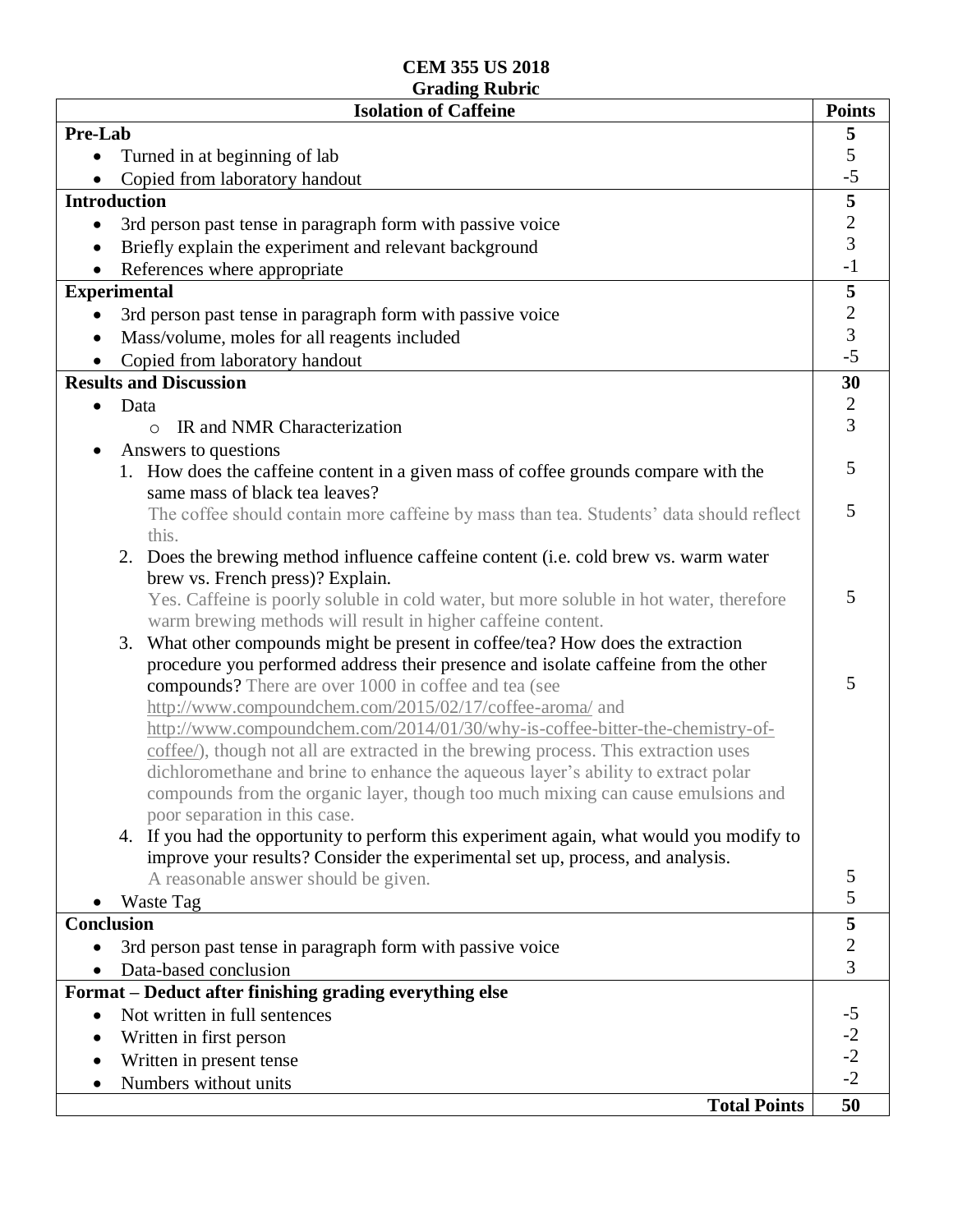**CEM 355 US 2018**
**Grading Rubric**

| Isolation of Caffeine | Points |
|---|---|
| **Pre-Lab** | **5** |
| • Turned in at beginning of lab | 5 |
| • Copied from laboratory handout | -5 |
| **Introduction** | **5** |
| • 3rd person past tense in paragraph form with passive voice | 2 |
| • Briefly explain the experiment and relevant background | 3 |
| • References where appropriate | -1 |
| **Experimental** | **5** |
| • 3rd person past tense in paragraph form with passive voice | 2 |
| • Mass/volume, moles for all reagents included | 3 |
| • Copied from laboratory handout | -5 |
| **Results and Discussion** | **30** |
| • Data | 2 |
| &nbsp;&nbsp;&nbsp;&nbsp;o IR and NMR Characterization | 3 |
| • Answers to questions | |
| 1. How does the caffeine content in a given mass of coffee grounds compare with the same mass of black tea leaves? | 5 |
| The coffee should contain more caffeine by mass than tea. Students' data should reflect this. | 5 |
| 2. Does the brewing method influence caffeine content (i.e. cold brew vs. warm water brew vs. French press)? Explain. Yes. Caffeine is poorly soluble in cold water, but more soluble in hot water, therefore warm brewing methods will result in higher caffeine content. | 5 |
| 3. What other compounds might be present in coffee/tea? How does the extraction procedure you performed address their presence and isolate caffeine from the other compounds? There are over 1000 in coffee and tea (see http://www.compoundchem.com/2015/02/17/coffee-aroma/ and http://www.compoundchem.com/2014/01/30/why-is-coffee-bitter-the-chemistry-of-coffee/), though not all are extracted in the brewing process. This extraction uses dichloromethane and brine to enhance the aqueous layer's ability to extract polar compounds from the organic layer, though too much mixing can cause emulsions and poor separation in this case. | 5 |
| 4. If you had the opportunity to perform this experiment again, what would you modify to improve your results? Consider the experimental set up, process, and analysis. A reasonable answer should be given. | 5 |
| • Waste Tag | 5 |
| **Conclusion** | **5** |
| • 3rd person past tense in paragraph form with passive voice | 2 |
| • Data-based conclusion | 3 |
| **Format – Deduct after finishing grading everything else** | |
| • Not written in full sentences | -5 |
| • Written in first person | -2 |
| • Written in present tense | -2 |
| • Numbers without units | -2 |
| **Total Points** | **50** |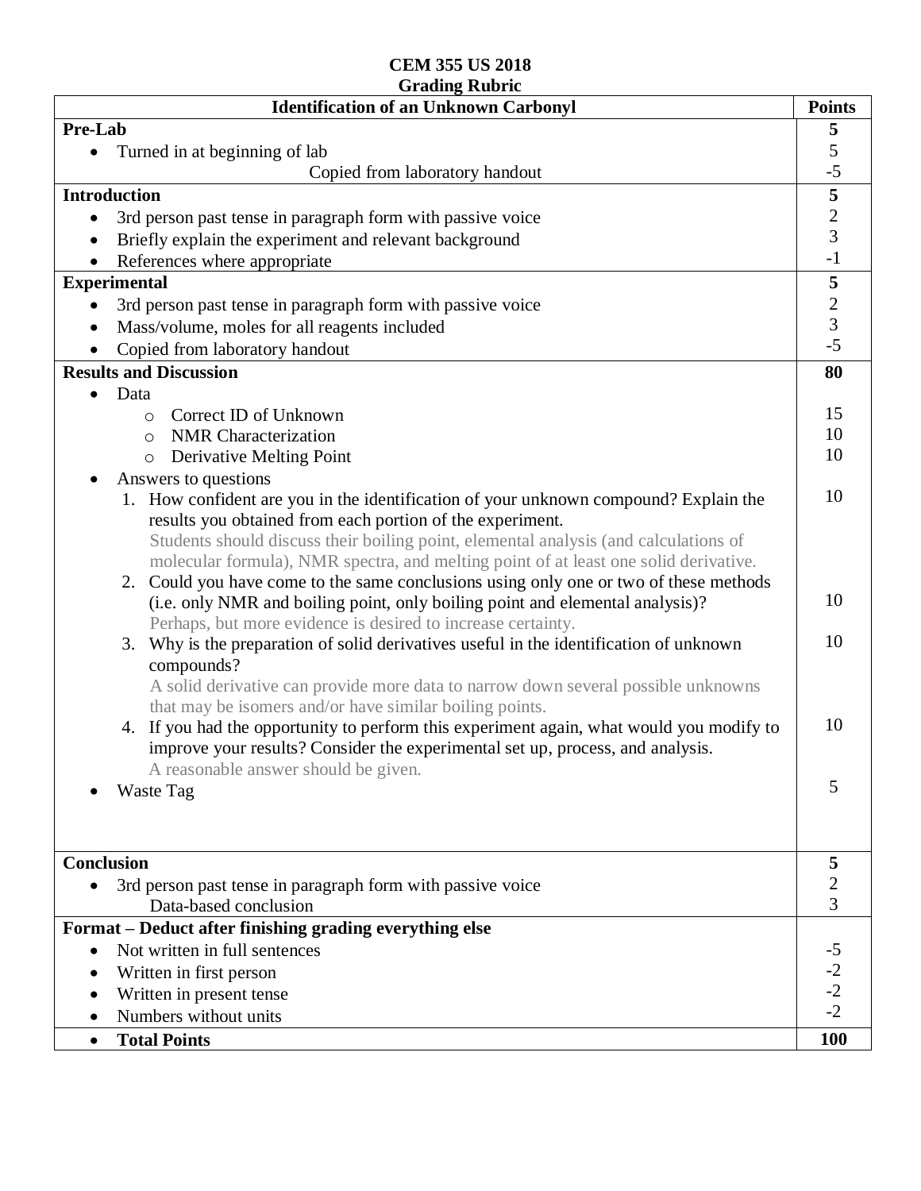**CEM 355 US 2018**
**Grading Rubric**

| **Identification of an Unknown Carbonyl** | **Points** |
|---|---|
| **Pre-Lab** | **5** |
| • Turned in at beginning of lab | 5 |
| Copied from laboratory handout | -5 |
| **Introduction** | **5** |
| • 3rd person past tense in paragraph form with passive voice | 2 |
| • Briefly explain the experiment and relevant background | 3 |
| • References where appropriate | -1 |
| **Experimental** | **5** |
| • 3rd person past tense in paragraph form with passive voice | 2 |
| • Mass/volume, moles for all reagents included | 3 |
| • Copied from laboratory handout | -5 |
| **Results and Discussion** | **80** |
| • Data | |
| ○ Correct ID of Unknown | 15 |
| ○ NMR Characterization | 10 |
| ○ Derivative Melting Point | 10 |
| • Answers to questions | |
| 1. How confident are you in the identification of your unknown compound? Explain the results you obtained from each portion of the experiment. Students should discuss their boiling point, elemental analysis (and calculations of molecular formula), NMR spectra, and melting point of at least one solid derivative. | 10 |
| 2. Could you have come to the same conclusions using only one or two of these methods (i.e. only NMR and boiling point, only boiling point and elemental analysis)? Perhaps, but more evidence is desired to increase certainty. | 10 |
| 3. Why is the preparation of solid derivatives useful in the identification of unknown compounds? A solid derivative can provide more data to narrow down several possible unknowns that may be isomers and/or have similar boiling points. | 10 |
| 4. If you had the opportunity to perform this experiment again, what would you modify to improve your results? Consider the experimental set up, process, and analysis. A reasonable answer should be given. | 10 |
| • Waste Tag | 5 |
| **Conclusion** | **5** |
| • 3rd person past tense in paragraph form with passive voice | 2 |
| Data-based conclusion | 3 |
| **Format – Deduct after finishing grading everything else** | |
| • Not written in full sentences | -5 |
| • Written in first person | -2 |
| • Written in present tense | -2 |
| • Numbers without units | -2 |
| • **Total Points** | **100** |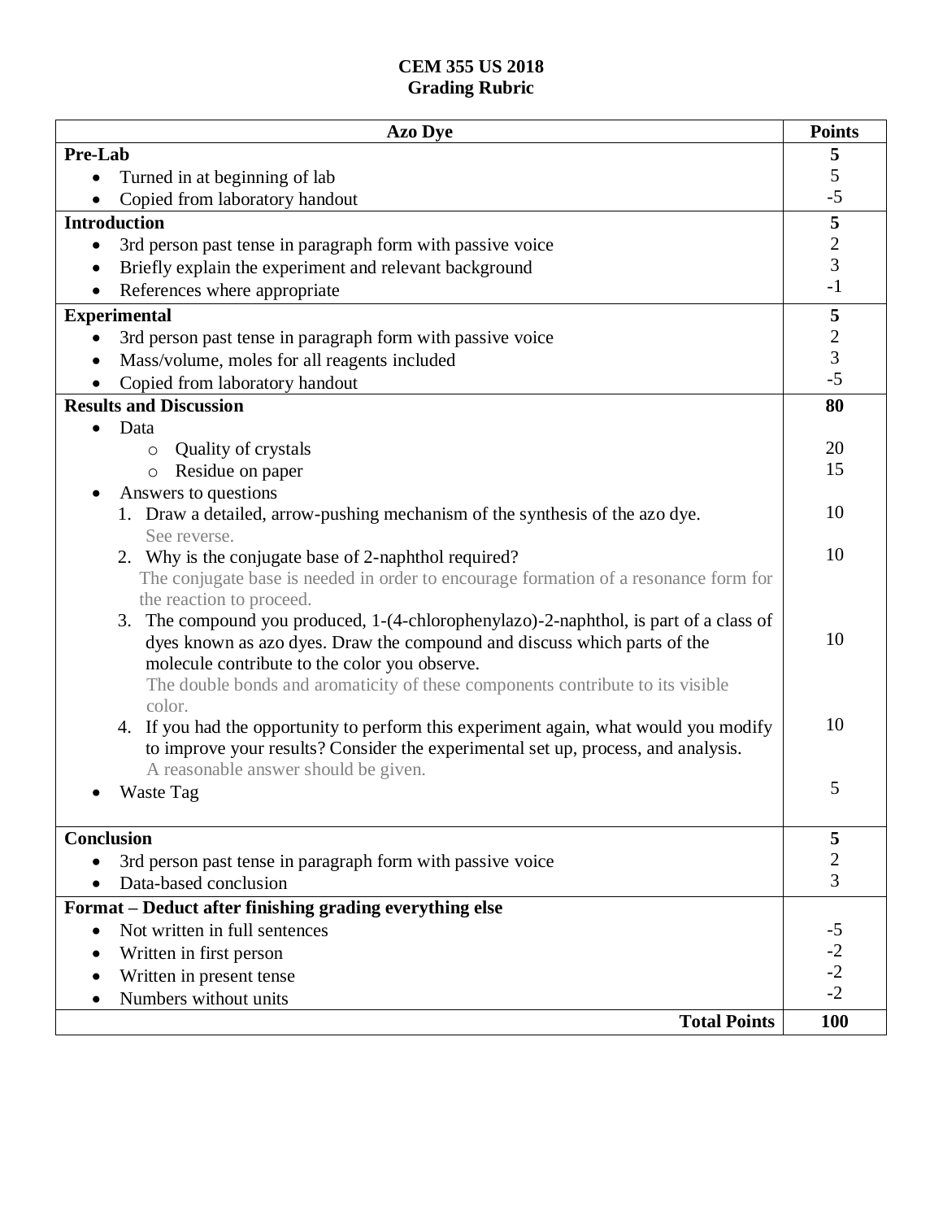**CEM 355 US 2018**
**Grading Rubric**

| Azo Dye | Points |
| --- | --- |
| **Pre-Lab** | **5** |
| • Turned in at beginning of lab | 5 |
| • Copied from laboratory handout | -5 |
| **Introduction** | **5** |
| • 3rd person past tense in paragraph form with passive voice | 2 |
| • Briefly explain the experiment and relevant background | 3 |
| • References where appropriate | -1 |
| **Experimental** | **5** |
| • 3rd person past tense in paragraph form with passive voice | 2 |
| • Mass/volume, moles for all reagents included | 3 |
| • Copied from laboratory handout | -5 |
| **Results and Discussion** | **80** |
| • Data | |
| o Quality of crystals | 20 |
| o Residue on paper | 15 |
| • Answers to questions | |
| 1. Draw a detailed, arrow-pushing mechanism of the synthesis of the azo dye. See reverse. | 10 |
| 2. Why is the conjugate base of 2-naphthol required? The conjugate base is needed in order to encourage formation of a resonance form for the reaction to proceed. | 10 |
| 3. The compound you produced, 1-(4-chlorophenylazo)-2-naphthol, is part of a class of dyes known as azo dyes. Draw the compound and discuss which parts of the molecule contribute to the color you observe. The double bonds and aromaticity of these components contribute to its visible color. | 10 |
| 4. If you had the opportunity to perform this experiment again, what would you modify to improve your results? Consider the experimental set up, process, and analysis. A reasonable answer should be given. | 10 |
| • Waste Tag | 5 |
| **Conclusion** | **5** |
| • 3rd person past tense in paragraph form with passive voice | 2 |
| • Data-based conclusion | 3 |
| **Format – Deduct after finishing grading everything else** | |
| • Not written in full sentences | -5 |
| • Written in first person | -2 |
| • Written in present tense | -2 |
| • Numbers without units | -2 |
| **Total Points** | **100** |